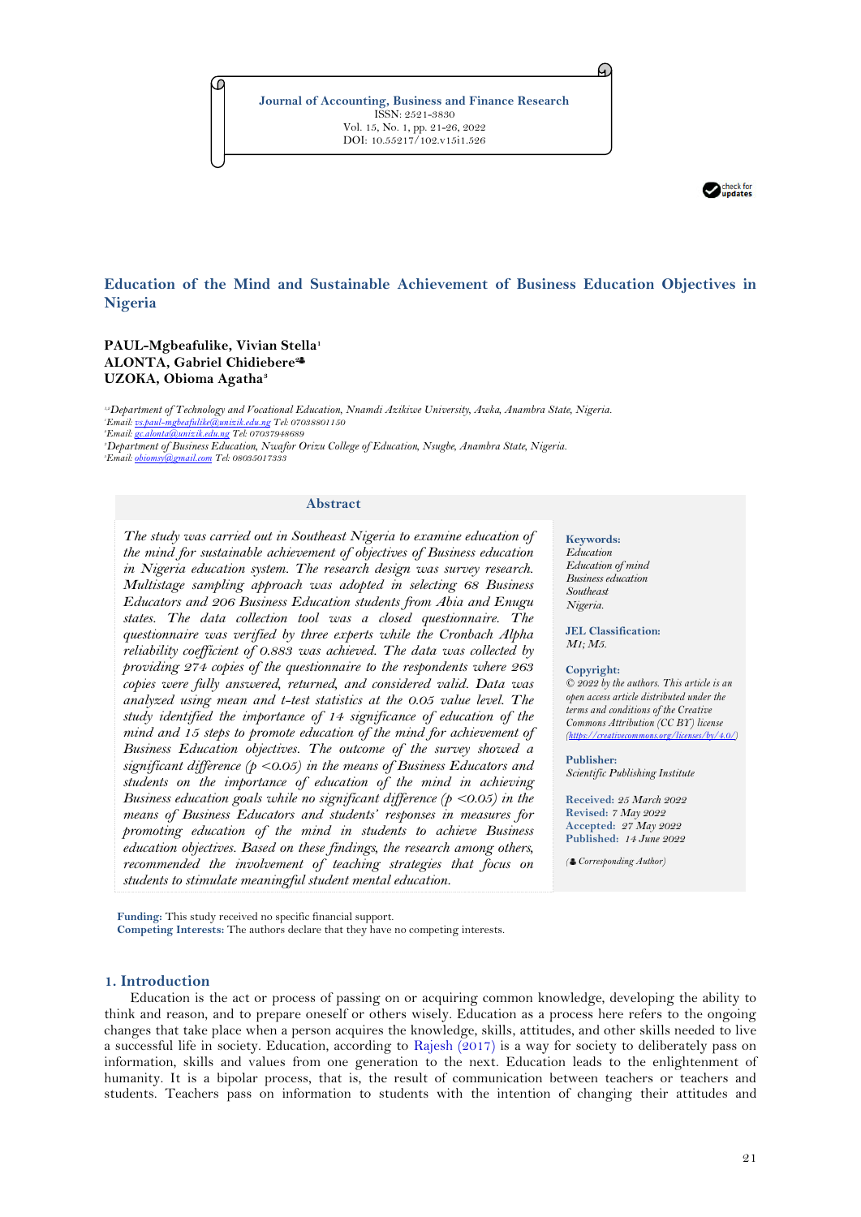Journal of Accounting, Business and Finance Research
ISSN: 2521-3830
Vol. 15, No. 1, pp. 21-26, 2022
DOI: 10.55217/102.v15i1.526

# Education of the Mind and Sustainable Achievement of Business Education Objectives in Nigeria

**PAUL-Mgbeafulike, Vivian Stella[1]**
**ALONTA, Gabriel Chidiebere[2]♣**
**UZOKA, Obioma Agatha[3]**

[1,2]*Department of Technology and Vocational Education, Nnamdi Azikiwe University, Awka, Anambra State, Nigeria.*
[1]*Email: vs.paul-mgbeafulike@unizik.edu.ng Tel: 07038801150*
[2]*Email: gc.alonta@unizik.edu.ng Tel: 07037948689*
[3]*Department of Business Education, Nwafor Orizu College of Education, Nsugbe, Anambra State, Nigeria.*
[3]*Email: obiomsy@gmail.com Tel: 08035017333*

## Abstract

*The study was carried out in Southeast Nigeria to examine education of the mind for sustainable achievement of objectives of Business education in Nigeria education system. The research design was survey research. Multistage sampling approach was adopted in selecting 68 Business Educators and 206 Business Education students from Abia and Enugu states. The data collection tool was a closed questionnaire. The questionnaire was verified by three experts while the Cronbach Alpha reliability coefficient of 0.883 was achieved. The data was collected by providing 274 copies of the questionnaire to the respondents where 263 copies were fully answered, returned, and considered valid. Data was analyzed using mean and t-test statistics at the 0.05 value level. The study identified the importance of 14 significance of education of the mind and 15 steps to promote education of the mind for achievement of Business Education objectives. The outcome of the survey showed a significant difference ($p < 0.05$) in the means of Business Educators and students on the importance of education of the mind in achieving Business education goals while no significant difference ($p < 0.05$) in the means of Business Educators and students' responses in measures for promoting education of the mind in students to achieve Business education objectives. Based on these findings, the research among others, recommended the involvement of teaching strategies that focus on students to stimulate meaningful student mental education.*

**Keywords:**
*Education*
*Education of mind*
*Business education*
*Southeast*
*Nigeria.*

**JEL Classification:**
*M1; M5.*

**Copyright:**
*© 2022 by the authors. This article is an open access article distributed under the terms and conditions of the Creative Commons Attribution (CC BY) license (https://creativecommons.org/licenses/by/4.0/)*

**Publisher:**
*Scientific Publishing Institute*

**Received:** *25 March 2022*
**Revised:** *7 May 2022*
**Accepted:** *27 May 2022*
**Published:** *14 June 2022*

*(♣ Corresponding Author)*

**Funding:** This study received no specific financial support.
**Competing Interests:** The authors declare that they have no competing interests.

## 1. Introduction

Education is the act or process of passing on or acquiring common knowledge, developing the ability to think and reason, and to prepare oneself or others wisely. Education as a process here refers to the ongoing changes that take place when a person acquires the knowledge, skills, attitudes, and other skills needed to live a successful life in society. Education, according to Rajesh (2017) is a way for society to deliberately pass on information, skills and values from one generation to the next. Education leads to the enlightenment of humanity. It is a bipolar process, that is, the result of communication between teachers or teachers and students. Teachers pass on information to students with the intention of changing their attitudes and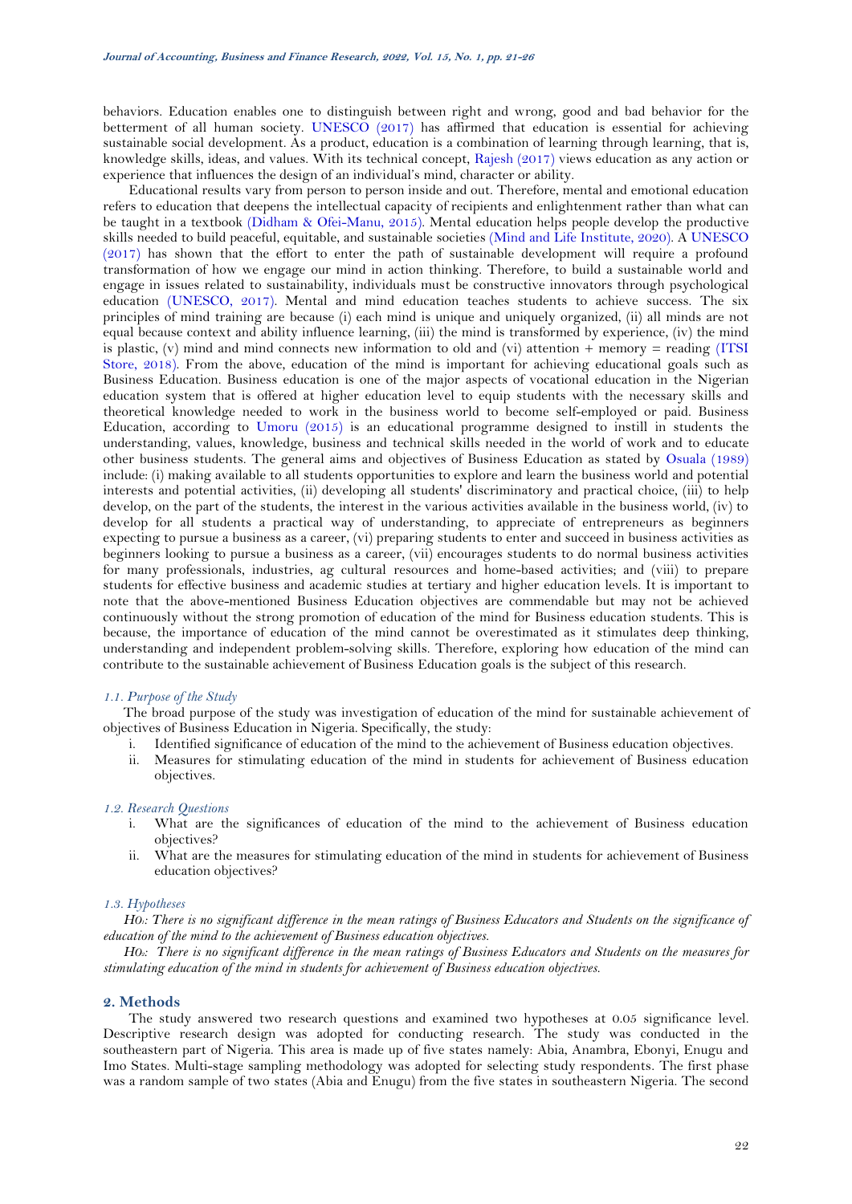behaviors. Education enables one to distinguish between right and wrong, good and bad behavior for the betterment of all human society. UNESCO (2017) has affirmed that education is essential for achieving sustainable social development. As a product, education is a combination of learning through learning, that is, knowledge skills, ideas, and values. With its technical concept, Rajesh (2017) views education as any action or experience that influences the design of an individual's mind, character or ability.

Educational results vary from person to person inside and out. Therefore, mental and emotional education refers to education that deepens the intellectual capacity of recipients and enlightenment rather than what can be taught in a textbook (Didham & Ofei-Manu, 2015). Mental education helps people develop the productive skills needed to build peaceful, equitable, and sustainable societies (Mind and Life Institute, 2020). A UNESCO (2017) has shown that the effort to enter the path of sustainable development will require a profound transformation of how we engage our mind in action thinking. Therefore, to build a sustainable world and engage in issues related to sustainability, individuals must be constructive innovators through psychological education (UNESCO, 2017). Mental and mind education teaches students to achieve success. The six principles of mind training are because (i) each mind is unique and uniquely organized, (ii) all minds are not equal because context and ability influence learning, (iii) the mind is transformed by experience, (iv) the mind is plastic, (v) mind and mind connects new information to old and (vi) attention + memory = reading (ITSI Store, 2018). From the above, education of the mind is important for achieving educational goals such as Business Education. Business education is one of the major aspects of vocational education in the Nigerian education system that is offered at higher education level to equip students with the necessary skills and theoretical knowledge needed to work in the business world to become self-employed or paid. Business Education, according to Umoru (2015) is an educational programme designed to instill in students the understanding, values, knowledge, business and technical skills needed in the world of work and to educate other business students. The general aims and objectives of Business Education as stated by Osuala (1989) include: (i) making available to all students opportunities to explore and learn the business world and potential interests and potential activities, (ii) developing all students' discriminatory and practical choice, (iii) to help develop, on the part of the students, the interest in the various activities available in the business world, (iv) to develop for all students a practical way of understanding, to appreciate of entrepreneurs as beginners expecting to pursue a business as a career, (vi) preparing students to enter and succeed in business activities as beginners looking to pursue a business as a career, (vii) encourages students to do normal business activities for many professionals, industries, ag cultural resources and home-based activities; and (viii) to prepare students for effective business and academic studies at tertiary and higher education levels. It is important to note that the above-mentioned Business Education objectives are commendable but may not be achieved continuously without the strong promotion of education of the mind for Business education students. This is because, the importance of education of the mind cannot be overestimated as it stimulates deep thinking, understanding and independent problem-solving skills. Therefore, exploring how education of the mind can contribute to the sustainable achievement of Business Education goals is the subject of this research.

### *1.1. Purpose of the Study*

The broad purpose of the study was investigation of education of the mind for sustainable achievement of objectives of Business Education in Nigeria. Specifically, the study:

i. Identified significance of education of the mind to the achievement of Business education objectives.
ii. Measures for stimulating education of the mind in students for achievement of Business education objectives.

### *1.2. Research Questions*

i. What are the significances of education of the mind to the achievement of Business education objectives?
ii. What are the measures for stimulating education of the mind in students for achievement of Business education objectives?

### *1.3. Hypotheses*

*$H0_1$: There is no significant difference in the mean ratings of Business Educators and Students on the significance of education of the mind to the achievement of Business education objectives.*

*$H0_2$: There is no significant difference in the mean ratings of Business Educators and Students on the measures for stimulating education of the mind in students for achievement of Business education objectives.*

## 2. Methods

The study answered two research questions and examined two hypotheses at 0.05 significance level. Descriptive research design was adopted for conducting research. The study was conducted in the southeastern part of Nigeria. This area is made up of five states namely: Abia, Anambra, Ebonyi, Enugu and Imo States. Multi-stage sampling methodology was adopted for selecting study respondents. The first phase was a random sample of two states (Abia and Enugu) from the five states in southeastern Nigeria. The second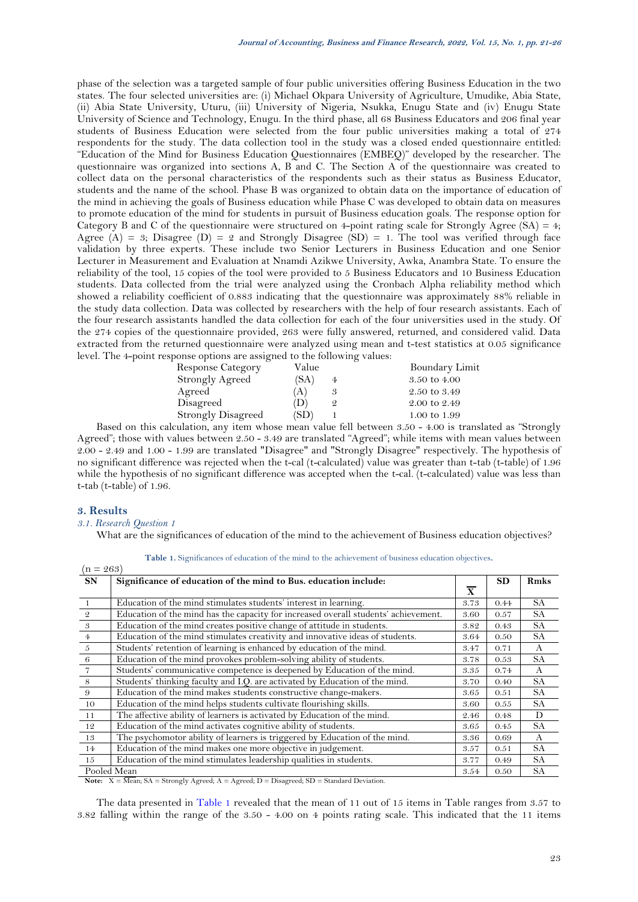phase of the selection was a targeted sample of four public universities offering Business Education in the two states. The four selected universities are: (i) Michael Okpara University of Agriculture, Umudike, Abia State, (ii) Abia State University, Uturu, (iii) University of Nigeria, Nsukka, Enugu State and (iv) Enugu State University of Science and Technology, Enugu. In the third phase, all 68 Business Educators and 206 final year students of Business Education were selected from the four public universities making a total of 274 respondents for the study. The data collection tool in the study was a closed ended questionnaire entitled: "Education of the Mind for Business Education Questionnaires (EMBEQ)" developed by the researcher. The questionnaire was organized into sections A, B and C. The Section A of the questionnaire was created to collect data on the personal characteristics of the respondents such as their status as Business Educator, students and the name of the school. Phase B was organized to obtain data on the importance of education of the mind in achieving the goals of Business education while Phase C was developed to obtain data on measures to promote education of the mind for students in pursuit of Business education goals. The response option for Category B and C of the questionnaire were structured on 4-point rating scale for Strongly Agree (SA) = 4; Agree (A) = 3; Disagree (D) = 2 and Strongly Disagree (SD) = 1. The tool was verified through face validation by three experts. These include two Senior Lecturers in Business Education and one Senior Lecturer in Measurement and Evaluation at Nnamdi Azikwe University, Awka, Anambra State. To ensure the reliability of the tool, 15 copies of the tool were provided to 5 Business Educators and 10 Business Education students. Data collected from the trial were analyzed using the Cronbach Alpha reliability method which showed a reliability coefficient of 0.883 indicating that the questionnaire was approximately 88% reliable in the study data collection. Data was collected by researchers with the help of four research assistants. Each of the four research assistants handled the data collection for each of the four universities used in the study. Of the 274 copies of the questionnaire provided, 263 were fully answered, returned, and considered valid. Data extracted from the returned questionnaire were analyzed using mean and t-test statistics at 0.05 significance level. The 4-point response options are assigned to the following values:

| Response Category | Value | | Boundary Limit |
|---|---|---|---|
| Strongly Agreed | (SA) | 4 | 3.50 to 4.00 |
| Agreed | (A) | 3 | 2.50 to 3.49 |
| Disagreed | (D) | 2 | 2.00 to 2.49 |
| Strongly Disagreed | (SD) | 1 | 1.00 to 1.99 |

Based on this calculation, any item whose mean value fell between 3.50 - 4.00 is translated as "Strongly Agreed"; those with values between 2.50 - 3.49 are translated "Agreed"; while items with mean values between 2.00 - 2.49 and 1.00 - 1.99 are translated "Disagree" and "Strongly Disagree" respectively. The hypothesis of no significant difference was rejected when the t-cal (t-calculated) value was greater than t-tab (t-table) of 1.96 while the hypothesis of no significant difference was accepted when the t-cal. (t-calculated) value was less than t-tab (t-table) of 1.96.

## 3. Results

### *3.1. Research Question 1*

What are the significances of education of the mind to the achievement of Business education objectives?

**Table 1.** Significances of education of the mind to the achievement of business education objectives.

(n = 263)

| SN | Significance of education of the mind to Bus. education include: | $\overline{X}$ | SD | Rmks |
|---|---|---|---|---|
| 1 | Education of the mind stimulates students' interest in learning. | 3.73 | 0.44 | SA |
| 2 | Education of the mind has the capacity for increased overall students' achievement. | 3.60 | 0.57 | SA |
| 3 | Education of the mind creates positive change of attitude in students. | 3.82 | 0.43 | SA |
| 4 | Education of the mind stimulates creativity and innovative ideas of students. | 3.64 | 0.50 | SA |
| 5 | Students' retention of learning is enhanced by education of the mind. | 3.47 | 0.71 | A |
| 6 | Education of the mind provokes problem-solving ability of students. | 3.78 | 0.53 | SA |
| 7 | Students' communicative competence is deepened by Education of the mind. | 3.35 | 0.74 | A |
| 8 | Students' thinking faculty and I.Q. are activated by Education of the mind. | 3.70 | 0.40 | SA |
| 9 | Education of the mind makes students constructive change-makers. | 3.65 | 0.51 | SA |
| 10 | Education of the mind helps students cultivate flourishing skills. | 3.60 | 0.55 | SA |
| 11 | The affective ability of learners is activated by Education of the mind. | 2.46 | 0.48 | D |
| 12 | Education of the mind activates cognitive ability of students. | 3.65 | 0.45 | SA |
| 13 | The psychomotor ability of learners is triggered by Education of the mind. | 3.36 | 0.69 | A |
| 14 | Education of the mind makes one more objective in judgement. | 3.57 | 0.51 | SA |
| 15 | Education of the mind stimulates leadership qualities in students. | 3.77 | 0.49 | SA |
| Pooled Mean | | 3.54 | 0.50 | SA |

**Note:** X = Mean; SA = Strongly Agreed; A = Agreed; D = Disagreed; SD = Standard Deviation.

The data presented in Table 1 revealed that the mean of 11 out of 15 items in Table ranges from 3.57 to 3.82 falling within the range of the 3.50 - 4.00 on 4 points rating scale. This indicated that the 11 items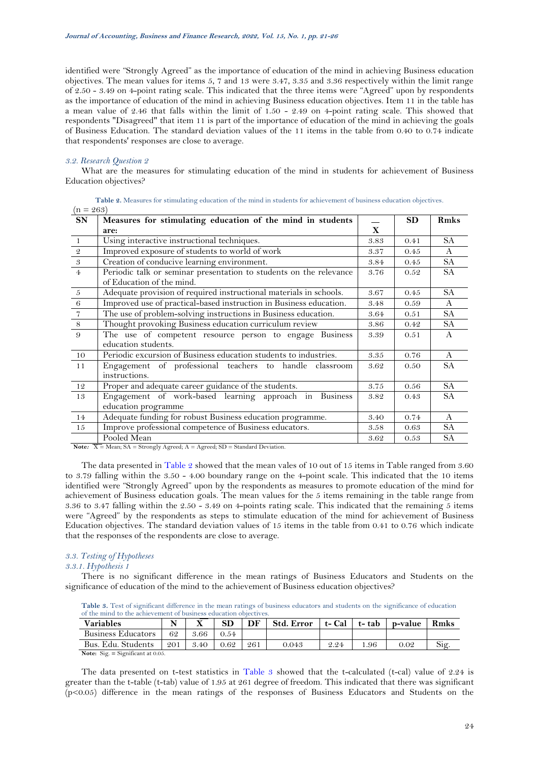identified were "Strongly Agreed" as the importance of education of the mind in achieving Business education objectives. The mean values for items 5, 7 and 13 were 3.47, 3.35 and 3.36 respectively within the limit range of 2.50 - 3.49 on 4-point rating scale. This indicated that the three items were "Agreed" upon by respondents as the importance of education of the mind in achieving Business education objectives. Item 11 in the table has a mean value of 2.46 that falls within the limit of 1.50 - 2.49 on 4-point rating scale. This showed that respondents "Disagreed" that item 11 is part of the importance of education of the mind in achieving the goals of Business Education. The standard deviation values of the 11 items in the table from 0.40 to 0.74 indicate that respondents' responses are close to average.

### *3.2. Research Question 2*

What are the measures for stimulating education of the mind in students for achievement of Business Education objectives?

**Table 2.** Measures for stimulating education of the mind in students for achievement of business education objectives.

(n = 263)

| SN | Measures for stimulating education of the mind in students are: | $\bar{X}$ | SD | Rmks |
|---|---|---|---|---|
| 1 | Using interactive instructional techniques. | 3.83 | 0.41 | SA |
| 2 | Improved exposure of students to world of work | 3.37 | 0.45 | A |
| 3 | Creation of conducive learning environment. | 3.84 | 0.45 | SA |
| 4 | Periodic talk or seminar presentation to students on the relevance of Education of the mind. | 3.76 | 0.52 | SA |
| 5 | Adequate provision of required instructional materials in schools. | 3.67 | 0.45 | SA |
| 6 | Improved use of practical-based instruction in Business education. | 3.48 | 0.59 | A |
| 7 | The use of problem-solving instructions in Business education. | 3.64 | 0.51 | SA |
| 8 | Thought provoking Business education curriculum review | 3.86 | 0.42 | SA |
| 9 | The use of competent resource person to engage Business education students. | 3.39 | 0.51 | A |
| 10 | Periodic excursion of Business education students to industries. | 3.35 | 0.76 | A |
| 11 | Engagement of professional teachers to handle classroom instructions. | 3.62 | 0.50 | SA |
| 12 | Proper and adequate career guidance of the students. | 3.75 | 0.56 | SA |
| 13 | Engagement of work-based learning approach in Business education programme | 3.82 | 0.43 | SA |
| 14 | Adequate funding for robust Business education programme. | 3.40 | 0.74 | A |
| 15 | Improve professional competence of Business educators. | 3.58 | 0.63 | SA |
| | Pooled Mean | 3.62 | 0.53 | SA |

**Note:** $\bar{X}$ = Mean; SA = Strongly Agreed; A = Agreed; SD = Standard Deviation.

The data presented in Table 2 showed that the mean vales of 10 out of 15 items in Table ranged from 3.60 to 3.79 falling within the 3.50 - 4.00 boundary range on the 4-point scale. This indicated that the 10 items identified were "Strongly Agreed" upon by the respondents as measures to promote education of the mind for achievement of Business education goals. The mean values for the 5 items remaining in the table range from 3.36 to 3.47 falling within the 2.50 - 3.49 on 4-points rating scale. This indicated that the remaining 5 items were "Agreed" by the respondents as steps to stimulate education of the mind for achievement of Business Education objectives. The standard deviation values of 15 items in the table from 0.41 to 0.76 which indicate that the responses of the respondents are close to average.

### *3.3. Testing of Hypotheses*

#### *3.3.1. Hypothesis 1*

There is no significant difference in the mean ratings of Business Educators and Students on the significance of education of the mind to the achievement of Business education objectives?

**Table 3.** Test of significant difference in the mean ratings of business educators and students on the significance of education of the mind to the achievement of business education objectives.

| Variables | N | $\bar{X}$ | SD | DF | Std. Error | t- Cal | t- tab | p-value | Rmks |
|---|---|---|---|---|---|---|---|---|---|
| Business Educators | 62 | 3.66 | 0.54 | | | | | | |
| Bus. Edu. Students | 201 | 3.40 | 0.62 | 261 | 0.043 | 2.24 | 1.96 | 0.02 | Sig. |

**Note:** Sig. = Significant at 0.05.

The data presented on t-test statistics in Table 3 showed that the t-calculated (t-cal) value of 2.24 is greater than the t-table (t-tab) value of 1.95 at 261 degree of freedom. This indicated that there was significant ($p<0.05$) difference in the mean ratings of the responses of Business Educators and Students on the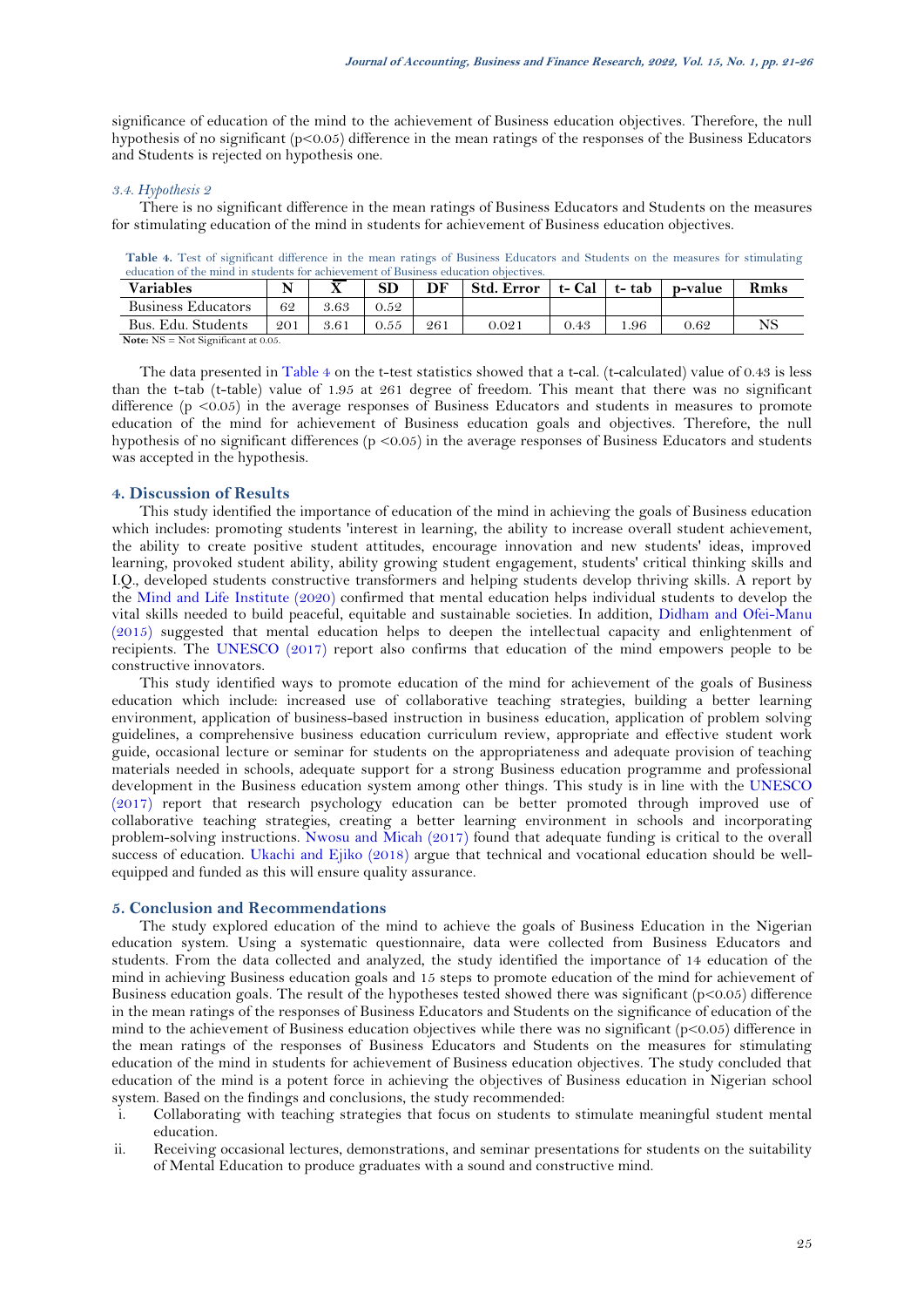significance of education of the mind to the achievement of Business education objectives. Therefore, the null hypothesis of no significant ($p<0.05$) difference in the mean ratings of the responses of the Business Educators and Students is rejected on hypothesis one.

### *3.4. Hypothesis 2*

There is no significant difference in the mean ratings of Business Educators and Students on the measures for stimulating education of the mind in students for achievement of Business education objectives.

**Table 4.** Test of significant difference in the mean ratings of Business Educators and Students on the measures for stimulating education of the mind in students for achievement of Business education objectives.

| Variables | N | $\bar{X}$ | SD | DF | Std. Error | t- Cal | t- tab | p-value | Rmks |
|---|---|---|---|---|---|---|---|---|---|
| Business Educators | 62 | 3.63 | 0.52 | | | | | | |
| Bus. Edu. Students | 201 | 3.61 | 0.55 | 261 | 0.021 | 0.43 | 1.96 | 0.62 | NS |

**Note:** NS = Not Significant at 0.05.

The data presented in Table 4 on the t-test statistics showed that a t-cal. (t-calculated) value of 0.43 is less than the t-tab (t-table) value of 1.95 at 261 degree of freedom. This meant that there was no significant difference ($p<0.05$) in the average responses of Business Educators and students in measures to promote education of the mind for achievement of Business education goals and objectives. Therefore, the null hypothesis of no significant differences ($p<0.05$) in the average responses of Business Educators and students was accepted in the hypothesis.

## 4. Discussion of Results

This study identified the importance of education of the mind in achieving the goals of Business education which includes: promoting students 'interest in learning, the ability to increase overall student achievement, the ability to create positive student attitudes, encourage innovation and new students' ideas, improved learning, provoked student ability, ability growing student engagement, students' critical thinking skills and I.Q., developed students constructive transformers and helping students develop thriving skills. A report by the Mind and Life Institute (2020) confirmed that mental education helps individual students to develop the vital skills needed to build peaceful, equitable and sustainable societies. In addition, Didham and Ofei-Manu (2015) suggested that mental education helps to deepen the intellectual capacity and enlightenment of recipients. The UNESCO (2017) report also confirms that education of the mind empowers people to be constructive innovators.

This study identified ways to promote education of the mind for achievement of the goals of Business education which include: increased use of collaborative teaching strategies, building a better learning environment, application of business-based instruction in business education, application of problem solving guidelines, a comprehensive business education curriculum review, appropriate and effective student work guide, occasional lecture or seminar for students on the appropriateness and adequate provision of teaching materials needed in schools, adequate support for a strong Business education programme and professional development in the Business education system among other things. This study is in line with the UNESCO (2017) report that research psychology education can be better promoted through improved use of collaborative teaching strategies, creating a better learning environment in schools and incorporating problem-solving instructions. Nwosu and Micah (2017) found that adequate funding is critical to the overall success of education. Ukachi and Ejiko (2018) argue that technical and vocational education should be well-equipped and funded as this will ensure quality assurance.

## 5. Conclusion and Recommendations

The study explored education of the mind to achieve the goals of Business Education in the Nigerian education system. Using a systematic questionnaire, data were collected from Business Educators and students. From the data collected and analyzed, the study identified the importance of 14 education of the mind in achieving Business education goals and 15 steps to promote education of the mind for achievement of Business education goals. The result of the hypotheses tested showed there was significant ($p<0.05$) difference in the mean ratings of the responses of Business Educators and Students on the significance of education of the mind to the achievement of Business education objectives while there was no significant ($p<0.05$) difference in the mean ratings of the responses of Business Educators and Students on the measures for stimulating education of the mind in students for achievement of Business education objectives. The study concluded that education of the mind is a potent force in achieving the objectives of Business education in Nigerian school system. Based on the findings and conclusions, the study recommended:

i. Collaborating with teaching strategies that focus on students to stimulate meaningful student mental education.
ii. Receiving occasional lectures, demonstrations, and seminar presentations for students on the suitability of Mental Education to produce graduates with a sound and constructive mind.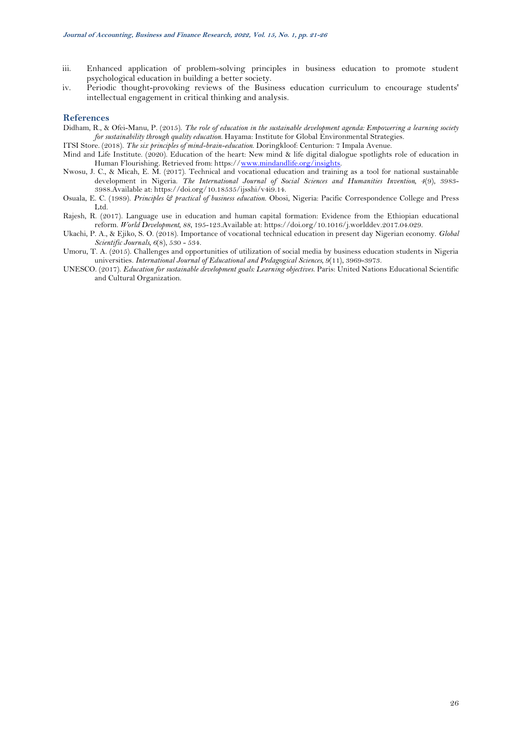iii. Enhanced application of problem-solving principles in business education to promote student psychological education in building a better society.

iv. Periodic thought-provoking reviews of the Business education curriculum to encourage students' intellectual engagement in critical thinking and analysis.

## References

Didham, R., & Ofei-Manu, P. (2015). *The role of education in the sustainable development agenda: Empowering a learning society for sustainability through quality education*. Hayama: Institute for Global Environmental Strategies.

ITSI Store. (2018). *The six principles of mind-brain-education*. Doringkloof: Centurion: 7 Impala Avenue.

Mind and Life Institute. (2020). Education of the heart: New mind & life digital dialogue spotlights role of education in Human Flourishing. Retrieved from: https://www.mindandlife.org/insights.

Nwosu, J. C., & Micah, E. M. (2017). Technical and vocational education and training as a tool for national sustainable development in Nigeria. *The International Journal of Social Sciences and Humanities Invention*, *4*(9), 3983-3988.Available at: https://doi.org/10.18535/ijsshi/v4i9.14.

Osuala, E. C. (1989). *Principles & practical of business education*. Obosi, Nigeria: Pacific Correspondence College and Press Ltd.

Rajesh, R. (2017). Language use in education and human capital formation: Evidence from the Ethiopian educational reform. *World Development*, *88*, 195-123.Available at: https://doi.org/10.1016/j.worlddev.2017.04.029.

Ukachi, P. A., & Ejiko, S. O. (2018). Importance of vocational technical education in present day Nigerian economy. *Global Scientific Journals*, *6*(8), 530 - 534.

Umoru, T. A. (2015). Challenges and opportunities of utilization of social media by business education students in Nigeria universities. *International Journal of Educational and Pedagogical Sciences*, *9*(11), 3969-3973.

UNESCO. (2017). *Education for sustainable development goals: Learning objectives*. Paris: United Nations Educational Scientific and Cultural Organization.